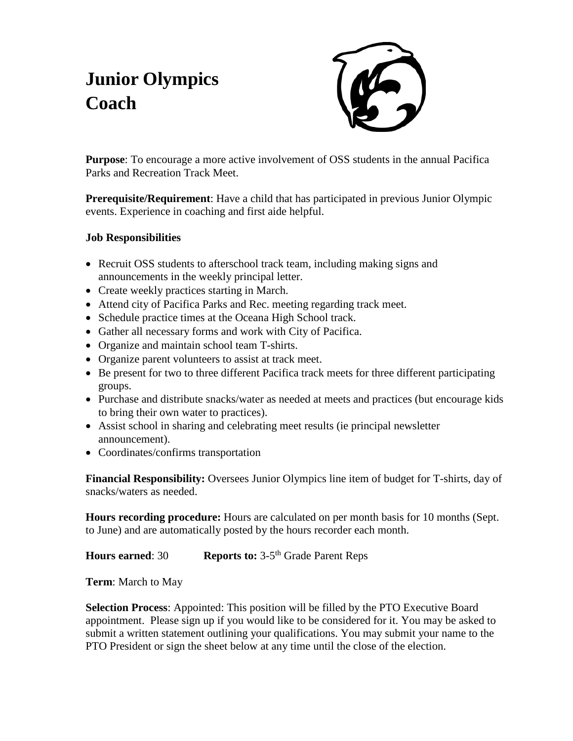# Junior Olympics Coach

**Purpose**: To encourage a more active involvement of OSS students in the annual Pacifica Parks and Recreation Track Meet.

**Prerequisite/Requirement**: Have a child that has participated in previous Junior Olympic events. Experience in coaching and first aide helpful.

**Job Responsibilities**

- Recruit OSS students to afterschool track team, including making signs and announcements in the weekly principal letter.
- Create weekly practices starting in March.
- Attend city of Pacifica Parks and Rec. meeting regarding track meet.
- Schedule practice times at the Oceana High School track.
- Gather all necessary forms and work with City of Pacifica.
- Organize and maintain school team T-shirts.
- Organize parent volunteers to assist at track meet.
- Be present for two to three different Pacifica track meets for three different participating groups.
- Purchase and distribute snacks/water as needed at meets and practices (but encourage kids to bring their own water to practices).
- Assist school in sharing and celebrating meet results (ie principal newsletter announcement).
- Coordinates/confirms transportation

**Financial Responsibility:** Oversees Junior Olympics line item of budget for T-shirts, day of snacks/waters as needed.

**Hours recording procedure:** Hours are calculated on per month basis for 10 months (Sept. to June) and are automatically posted by the hours recorder each month.

**Hours earned**: 30 **Reports to:** 3-5th Grade Parent Reps

**Term**: March to May

**Selection Process**: Appointed: This position will be filled by the PTO Executive Board appointment. Please sign up if you would like to be considered for it. You may be asked to submit a written statement outlining your qualifications. You may submit your name to the PTO President or sign the sheet below at any time until the close of the election.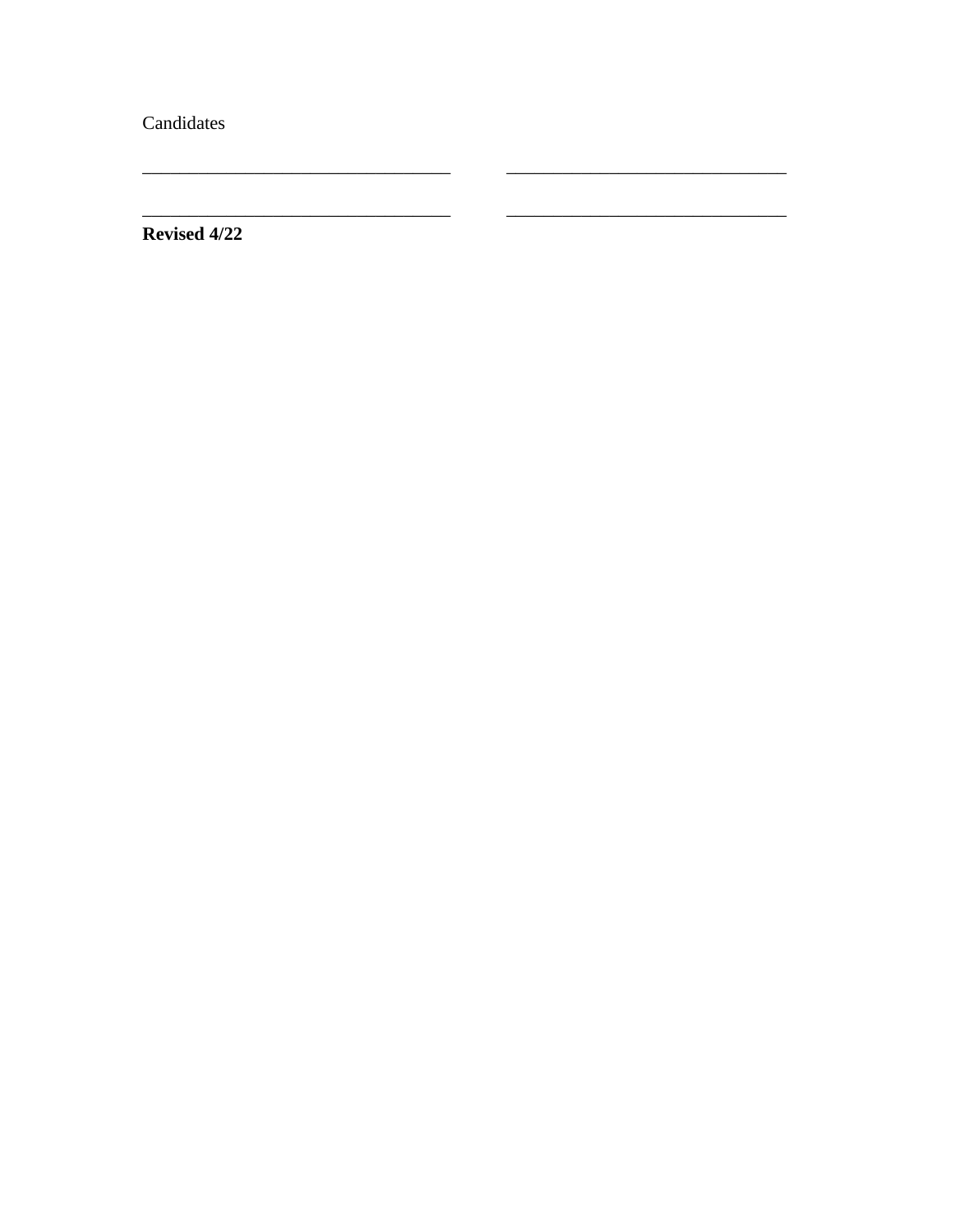Candidates

___________________________________ ________________________________

___________________________________ ________________________________

**Revised 4/22**